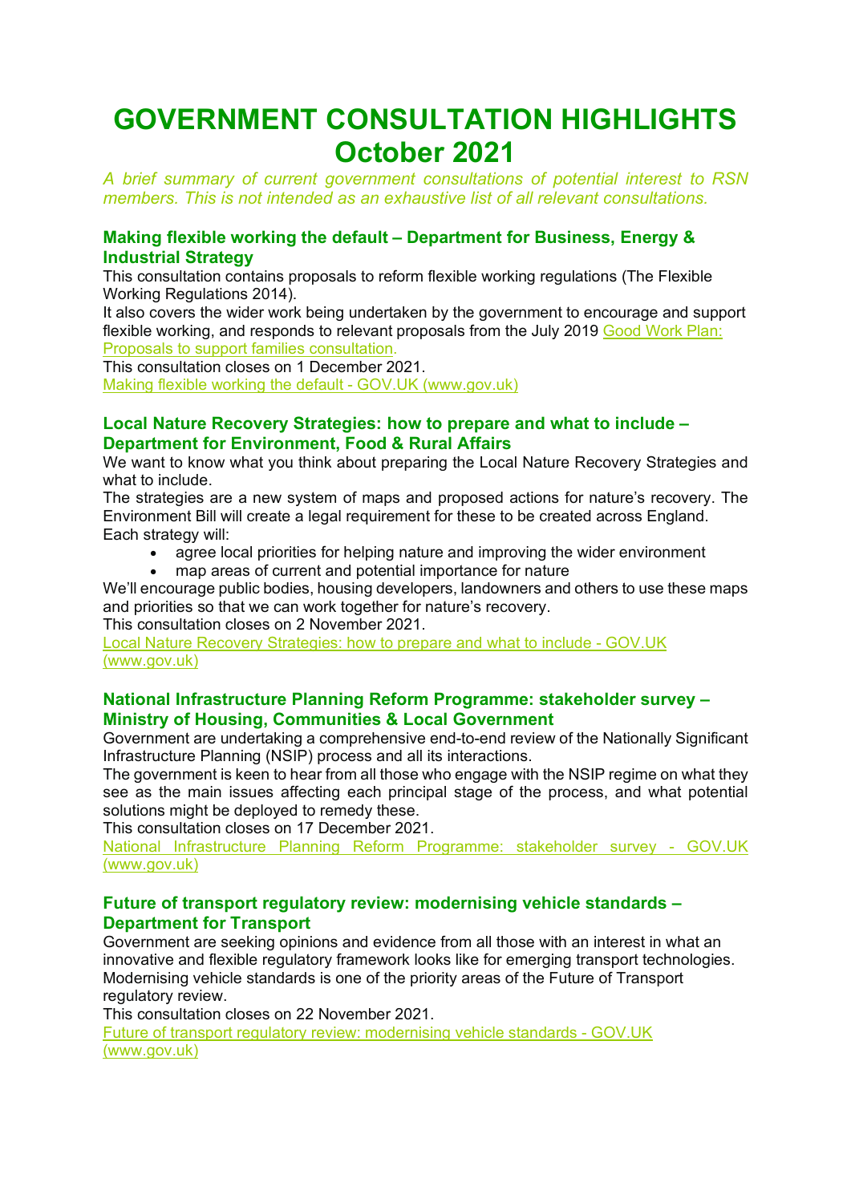# GOVERNMENT CONSULTATION HIGHLIGHTS October 2021

*A brief summary of current government consultations of potential interest to RSN members. This is not intended as an exhaustive list of all relevant consultations.*

## Making flexible working the default – Department for Business, Energy & Industrial Strategy

This consultation contains proposals to reform flexible working regulations (The Flexible Working Regulations 2014).

It also covers the wider work being undertaken by the government to encourage and support flexible working, and responds to relevant proposals from the July 2019 Good Work Plan: Proposals to support families consultation.

This consultation closes on 1 December 2021.

Making flexible working the default - GOV.UK (www.gov.uk)

## Local Nature Recovery Strategies: how to prepare and what to include – Department for Environment, Food & Rural Affairs

We want to know what you think about preparing the Local Nature Recovery Strategies and what to include.

The strategies are a new system of maps and proposed actions for nature's recovery. The Environment Bill will create a legal requirement for these to be created across England.

Each strategy will:

- agree local priorities for helping nature and improving the wider environment
- map areas of current and potential importance for nature

We'll encourage public bodies, housing developers, landowners and others to use these maps and priorities so that we can work together for nature's recovery.

This consultation closes on 2 November 2021.

Local Nature Recovery Strategies: how to prepare and what to include - GOV.UK (www.gov.uk)

## National Infrastructure Planning Reform Programme: stakeholder survey – Ministry of Housing, Communities & Local Government

Government are undertaking a comprehensive end-to-end review of the Nationally Significant Infrastructure Planning (NSIP) process and all its interactions.

The government is keen to hear from all those who engage with the NSIP regime on what they see as the main issues affecting each principal stage of the process, and what potential solutions might be deployed to remedy these.

This consultation closes on 17 December 2021.

National Infrastructure Planning Reform Programme: stakeholder survey - GOV.UK (www.gov.uk)

## Future of transport regulatory review: modernising vehicle standards – Department for Transport

Government are seeking opinions and evidence from all those with an interest in what an innovative and flexible regulatory framework looks like for emerging transport technologies. Modernising vehicle standards is one of the priority areas of the Future of Transport regulatory review.

This consultation closes on 22 November 2021.

Future of transport regulatory review: modernising vehicle standards - GOV.UK (www.gov.uk)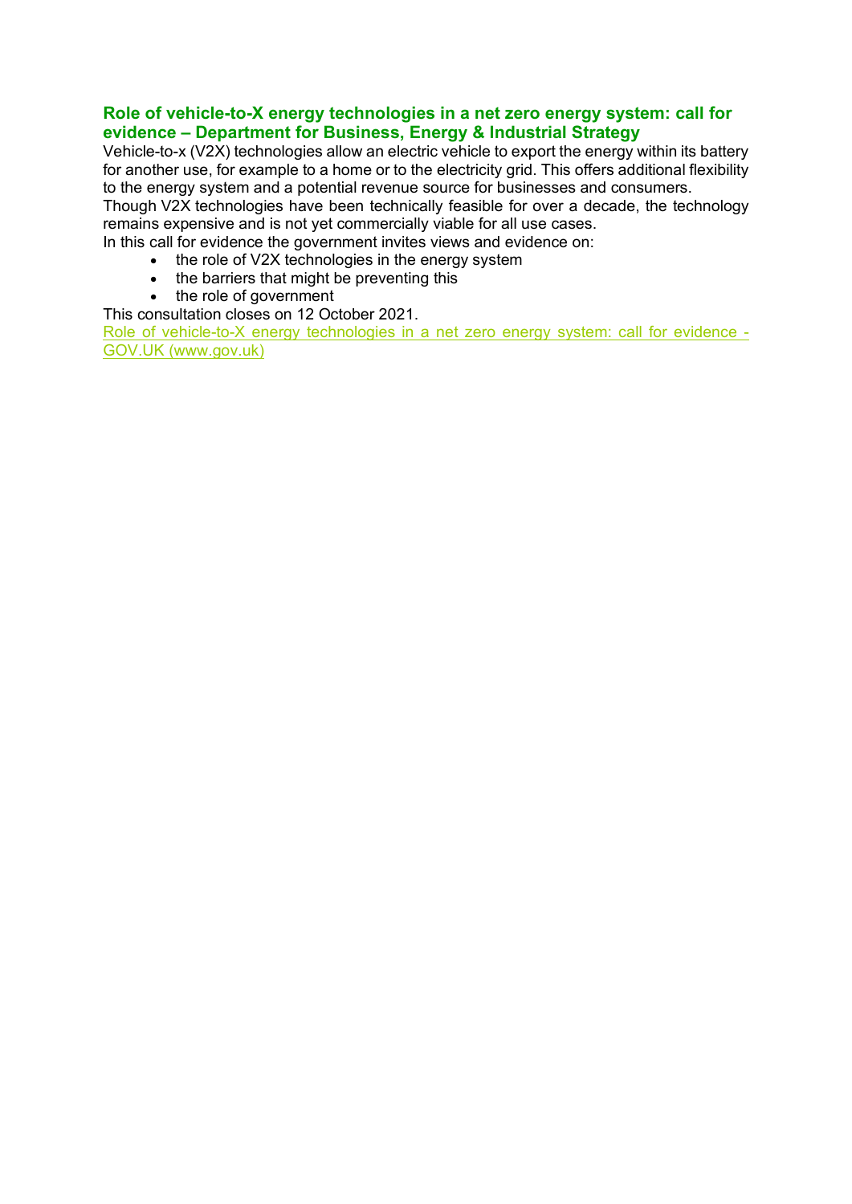### Role of vehicle-to-X energy technologies in a net zero energy system: call for evidence – Department for Business, Energy & Industrial Strategy

Vehicle-to-x (V2X) technologies allow an electric vehicle to export the energy within its battery for another use, for example to a home or to the electricity grid. This offers additional flexibility to the energy system and a potential revenue source for businesses and consumers.

Though V2X technologies have been technically feasible for over a decade, the technology remains expensive and is not yet commercially viable for all use cases.

In this call for evidence the government invites views and evidence on:

- the role of V2X technologies in the energy system
- the barriers that might be preventing this
- the role of government

This consultation closes on 12 October 2021.

Role of vehicle-to-X energy technologies in a net zero energy system: call for evidence - GOV.UK (www.gov.uk)